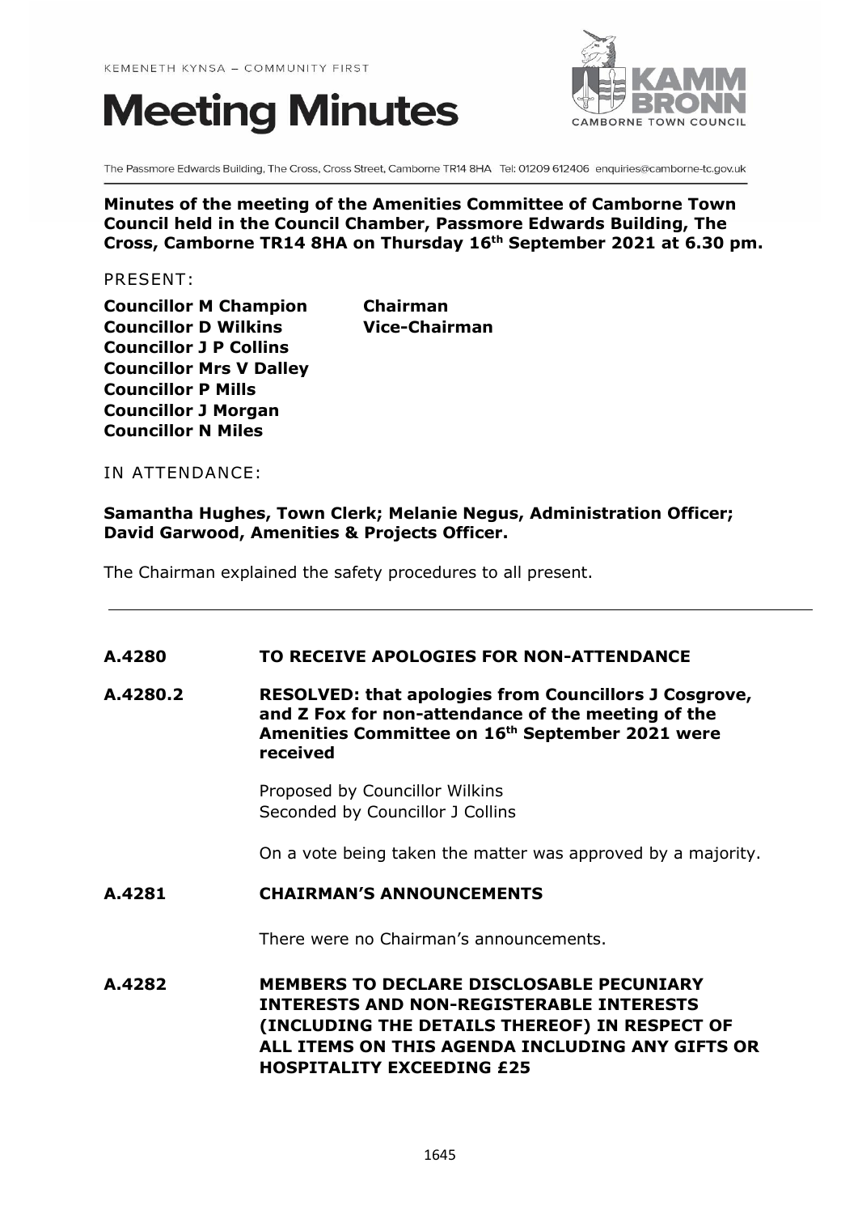KEMENETH KYNSA – COMMUNITY FIRST

# Meeting Minutes

The Passmore Edwards Building, The Cross, Cross Street, Camborne TR14 8HA Tel: 01209 612406 enquiries@camborne-tc.gov.uk

**Minutes of the meeting of the Amenities Committee of Camborne Town Council held in the Council Chamber, Passmore Edwards Building, The Cross, Camborne TR14 8HA on Thursday 16th September 2021 at 6.30 pm.**

PRESENT:

| | |
|---|---|
| **Councillor M Champion** | **Chairman** |
| **Councillor D Wilkins** | **Vice-Chairman** |
| **Councillor J P Collins** | |
| **Councillor Mrs V Dalley** | |
| **Councillor P Mills** | |
| **Councillor J Morgan** | |
| **Councillor N Miles** | |

IN ATTENDANCE:

**Samantha Hughes, Town Clerk; Melanie Negus, Administration Officer; David Garwood, Amenities & Projects Officer.**

The Chairman explained the safety procedures to all present.

---

**A.4280 TO RECEIVE APOLOGIES FOR NON-ATTENDANCE**

**A.4280.2 RESOLVED: that apologies from Councillors J Cosgrove, and Z Fox for non-attendance of the meeting of the Amenities Committee on 16th September 2021 were received**

Proposed by Councillor Wilkins
Seconded by Councillor J Collins

On a vote being taken the matter was approved by a majority.

**A.4281 CHAIRMAN'S ANNOUNCEMENTS**

There were no Chairman's announcements.

**A.4282 MEMBERS TO DECLARE DISCLOSABLE PECUNIARY INTERESTS AND NON-REGISTERABLE INTERESTS (INCLUDING THE DETAILS THEREOF) IN RESPECT OF ALL ITEMS ON THIS AGENDA INCLUDING ANY GIFTS OR HOSPITALITY EXCEEDING £25**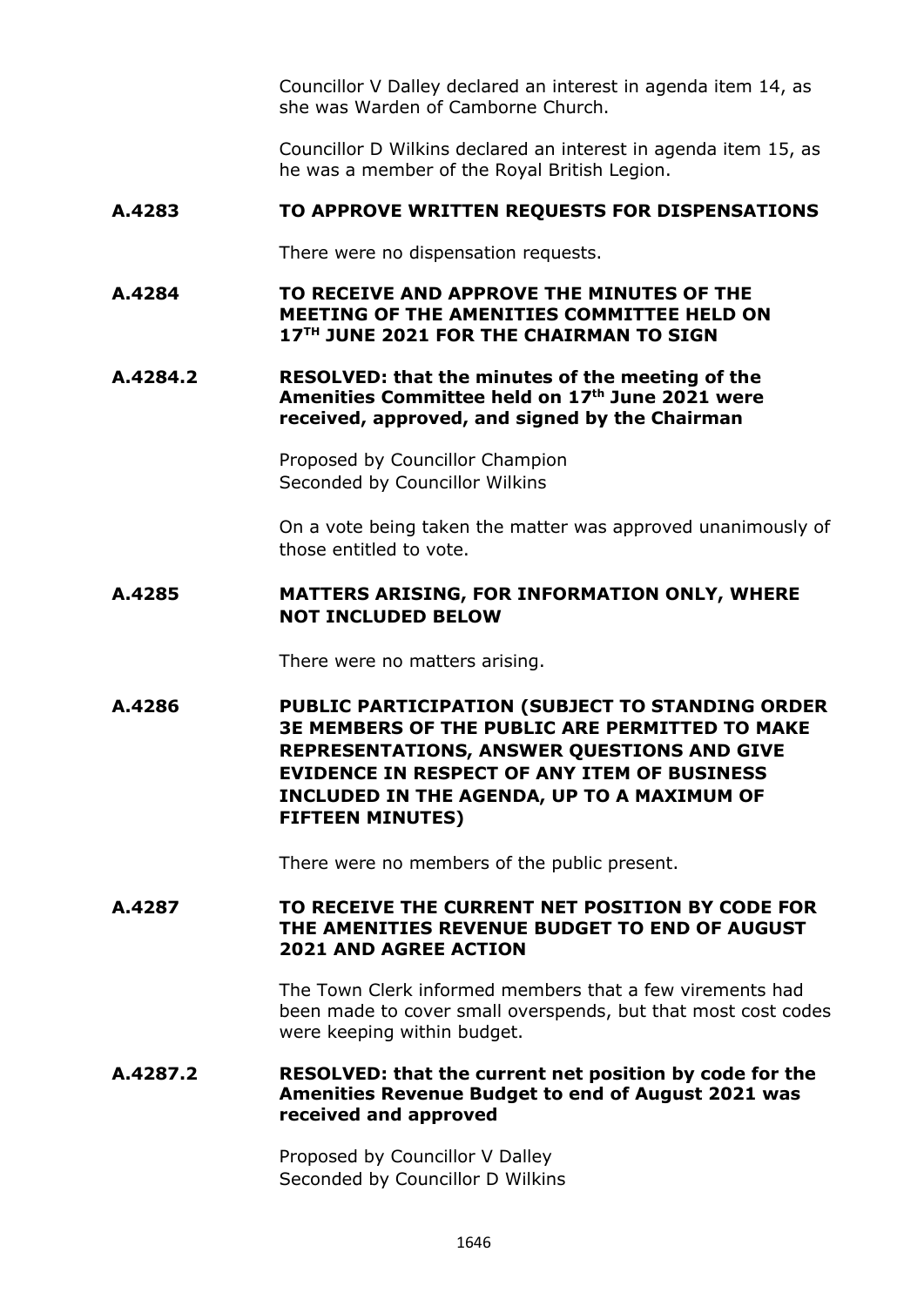Councillor V Dalley declared an interest in agenda item 14, as she was Warden of Camborne Church.

Councillor D Wilkins declared an interest in agenda item 15, as he was a member of the Royal British Legion.

**A.4283 TO APPROVE WRITTEN REQUESTS FOR DISPENSATIONS**

There were no dispensation requests.

**A.4284 TO RECEIVE AND APPROVE THE MINUTES OF THE MEETING OF THE AMENITIES COMMITTEE HELD ON 17TH JUNE 2021 FOR THE CHAIRMAN TO SIGN**

**A.4284.2 RESOLVED: that the minutes of the meeting of the Amenities Committee held on 17th June 2021 were received, approved, and signed by the Chairman**

Proposed by Councillor Champion
Seconded by Councillor Wilkins

On a vote being taken the matter was approved unanimously of those entitled to vote.

**A.4285 MATTERS ARISING, FOR INFORMATION ONLY, WHERE NOT INCLUDED BELOW**

There were no matters arising.

**A.4286 PUBLIC PARTICIPATION (SUBJECT TO STANDING ORDER 3E MEMBERS OF THE PUBLIC ARE PERMITTED TO MAKE REPRESENTATIONS, ANSWER QUESTIONS AND GIVE EVIDENCE IN RESPECT OF ANY ITEM OF BUSINESS INCLUDED IN THE AGENDA, UP TO A MAXIMUM OF FIFTEEN MINUTES)**

There were no members of the public present.

**A.4287 TO RECEIVE THE CURRENT NET POSITION BY CODE FOR THE AMENITIES REVENUE BUDGET TO END OF AUGUST 2021 AND AGREE ACTION**

The Town Clerk informed members that a few virements had been made to cover small overspends, but that most cost codes were keeping within budget.

**A.4287.2 RESOLVED: that the current net position by code for the Amenities Revenue Budget to end of August 2021 was received and approved**

Proposed by Councillor V Dalley
Seconded by Councillor D Wilkins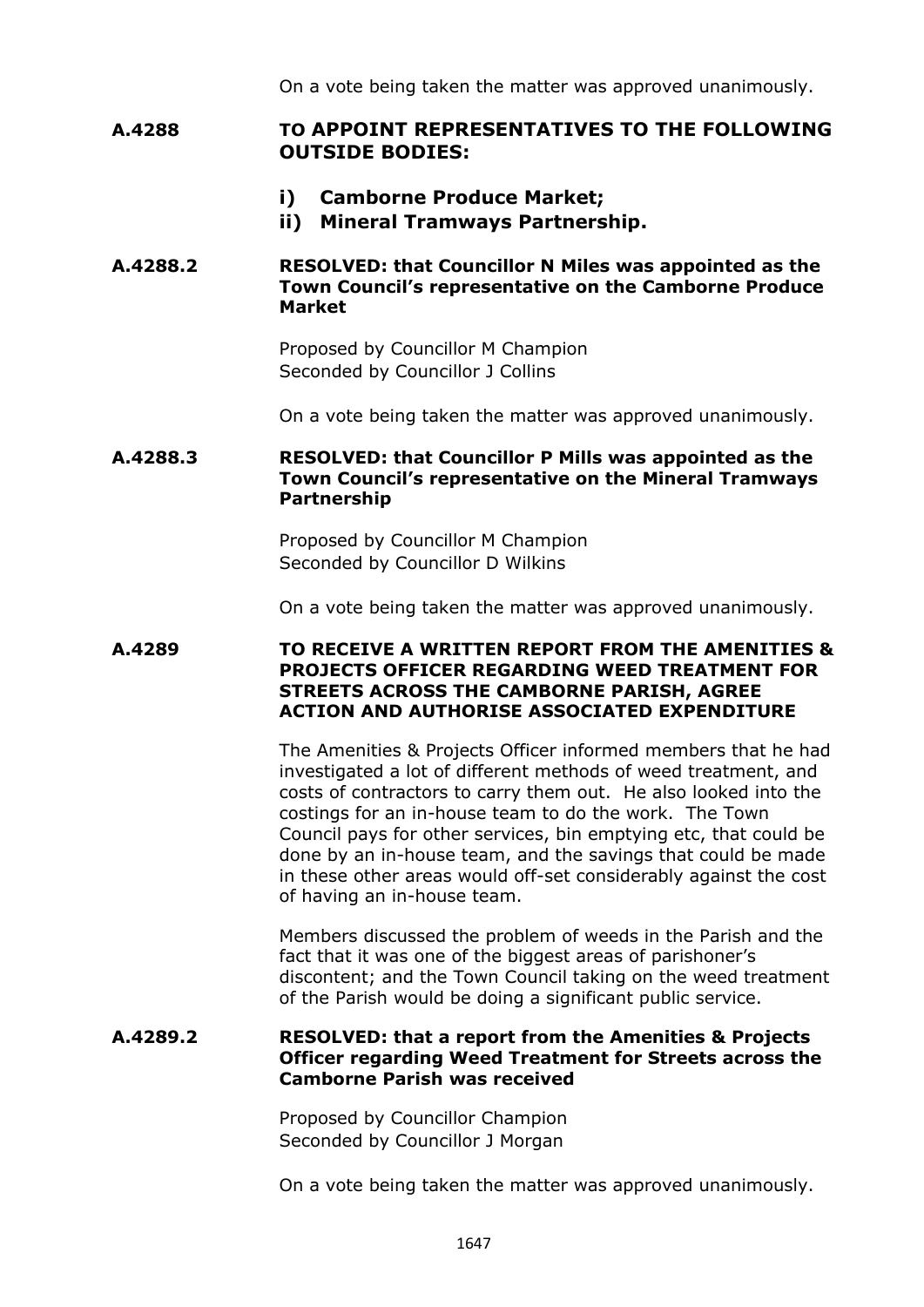On a vote being taken the matter was approved unanimously.

**A.4288 TO APPOINT REPRESENTATIVES TO THE FOLLOWING OUTSIDE BODIES:**

- **i) Camborne Produce Market;**
- **ii) Mineral Tramways Partnership.**

**A.4288.2 RESOLVED: that Councillor N Miles was appointed as the Town Council's representative on the Camborne Produce Market**

Proposed by Councillor M Champion
Seconded by Councillor J Collins

On a vote being taken the matter was approved unanimously.

**A.4288.3 RESOLVED: that Councillor P Mills was appointed as the Town Council's representative on the Mineral Tramways Partnership**

Proposed by Councillor M Champion
Seconded by Councillor D Wilkins

On a vote being taken the matter was approved unanimously.

**A.4289 TO RECEIVE A WRITTEN REPORT FROM THE AMENITIES & PROJECTS OFFICER REGARDING WEED TREATMENT FOR STREETS ACROSS THE CAMBORNE PARISH, AGREE ACTION AND AUTHORISE ASSOCIATED EXPENDITURE**

The Amenities & Projects Officer informed members that he had investigated a lot of different methods of weed treatment, and costs of contractors to carry them out. He also looked into the costings for an in-house team to do the work. The Town Council pays for other services, bin emptying etc, that could be done by an in-house team, and the savings that could be made in these other areas would off-set considerably against the cost of having an in-house team.

Members discussed the problem of weeds in the Parish and the fact that it was one of the biggest areas of parishoner's discontent; and the Town Council taking on the weed treatment of the Parish would be doing a significant public service.

**A.4289.2 RESOLVED: that a report from the Amenities & Projects Officer regarding Weed Treatment for Streets across the Camborne Parish was received**

Proposed by Councillor Champion
Seconded by Councillor J Morgan

On a vote being taken the matter was approved unanimously.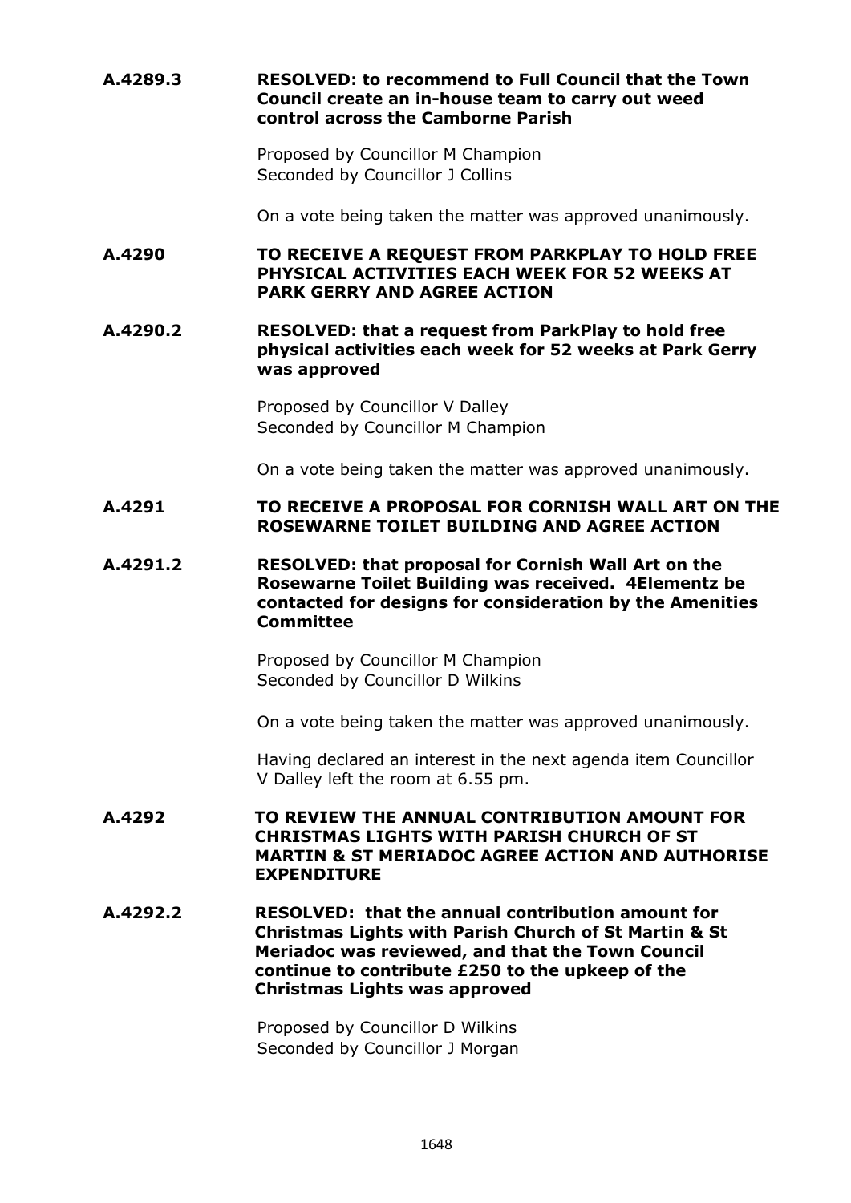**A.4289.3** **RESOLVED: to recommend to Full Council that the Town Council create an in-house team to carry out weed control across the Camborne Parish**

Proposed by Councillor M Champion
Seconded by Councillor J Collins

On a vote being taken the matter was approved unanimously.

**A.4290** **TO RECEIVE A REQUEST FROM PARKPLAY TO HOLD FREE PHYSICAL ACTIVITIES EACH WEEK FOR 52 WEEKS AT PARK GERRY AND AGREE ACTION**

**A.4290.2** **RESOLVED: that a request from ParkPlay to hold free physical activities each week for 52 weeks at Park Gerry was approved**

Proposed by Councillor V Dalley
Seconded by Councillor M Champion

On a vote being taken the matter was approved unanimously.

**A.4291** **TO RECEIVE A PROPOSAL FOR CORNISH WALL ART ON THE ROSEWARNE TOILET BUILDING AND AGREE ACTION**

**A.4291.2** **RESOLVED: that proposal for Cornish Wall Art on the Rosewarne Toilet Building was received. 4Elementz be contacted for designs for consideration by the Amenities Committee**

Proposed by Councillor M Champion
Seconded by Councillor D Wilkins

On a vote being taken the matter was approved unanimously.

Having declared an interest in the next agenda item Councillor V Dalley left the room at 6.55 pm.

**A.4292** **TO REVIEW THE ANNUAL CONTRIBUTION AMOUNT FOR CHRISTMAS LIGHTS WITH PARISH CHURCH OF ST MARTIN & ST MERIADOC AGREE ACTION AND AUTHORISE EXPENDITURE**

**A.4292.2** **RESOLVED: that the annual contribution amount for Christmas Lights with Parish Church of St Martin & St Meriadoc was reviewed, and that the Town Council continue to contribute £250 to the upkeep of the Christmas Lights was approved**

Proposed by Councillor D Wilkins
Seconded by Councillor J Morgan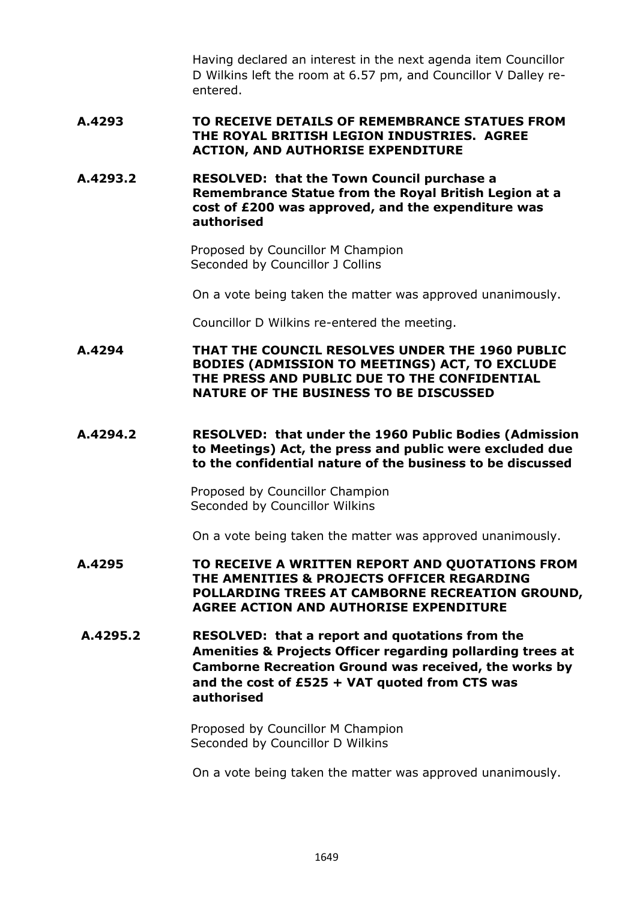Having declared an interest in the next agenda item Councillor D Wilkins left the room at 6.57 pm, and Councillor V Dalley re-entered.

**A.4293 TO RECEIVE DETAILS OF REMEMBRANCE STATUES FROM THE ROYAL BRITISH LEGION INDUSTRIES. AGREE ACTION, AND AUTHORISE EXPENDITURE**

**A.4293.2 RESOLVED: that the Town Council purchase a Remembrance Statue from the Royal British Legion at a cost of £200 was approved, and the expenditure was authorised**

Proposed by Councillor M Champion
Seconded by Councillor J Collins

On a vote being taken the matter was approved unanimously.

Councillor D Wilkins re-entered the meeting.

**A.4294 THAT THE COUNCIL RESOLVES UNDER THE 1960 PUBLIC BODIES (ADMISSION TO MEETINGS) ACT, TO EXCLUDE THE PRESS AND PUBLIC DUE TO THE CONFIDENTIAL NATURE OF THE BUSINESS TO BE DISCUSSED**

**A.4294.2 RESOLVED: that under the 1960 Public Bodies (Admission to Meetings) Act, the press and public were excluded due to the confidential nature of the business to be discussed**

Proposed by Councillor Champion
Seconded by Councillor Wilkins

On a vote being taken the matter was approved unanimously.

**A.4295 TO RECEIVE A WRITTEN REPORT AND QUOTATIONS FROM THE AMENITIES & PROJECTS OFFICER REGARDING POLLARDING TREES AT CAMBORNE RECREATION GROUND, AGREE ACTION AND AUTHORISE EXPENDITURE**

**A.4295.2 RESOLVED: that a report and quotations from the Amenities & Projects Officer regarding pollarding trees at Camborne Recreation Ground was received, the works by and the cost of £525 + VAT quoted from CTS was authorised**

Proposed by Councillor M Champion
Seconded by Councillor D Wilkins

On a vote being taken the matter was approved unanimously.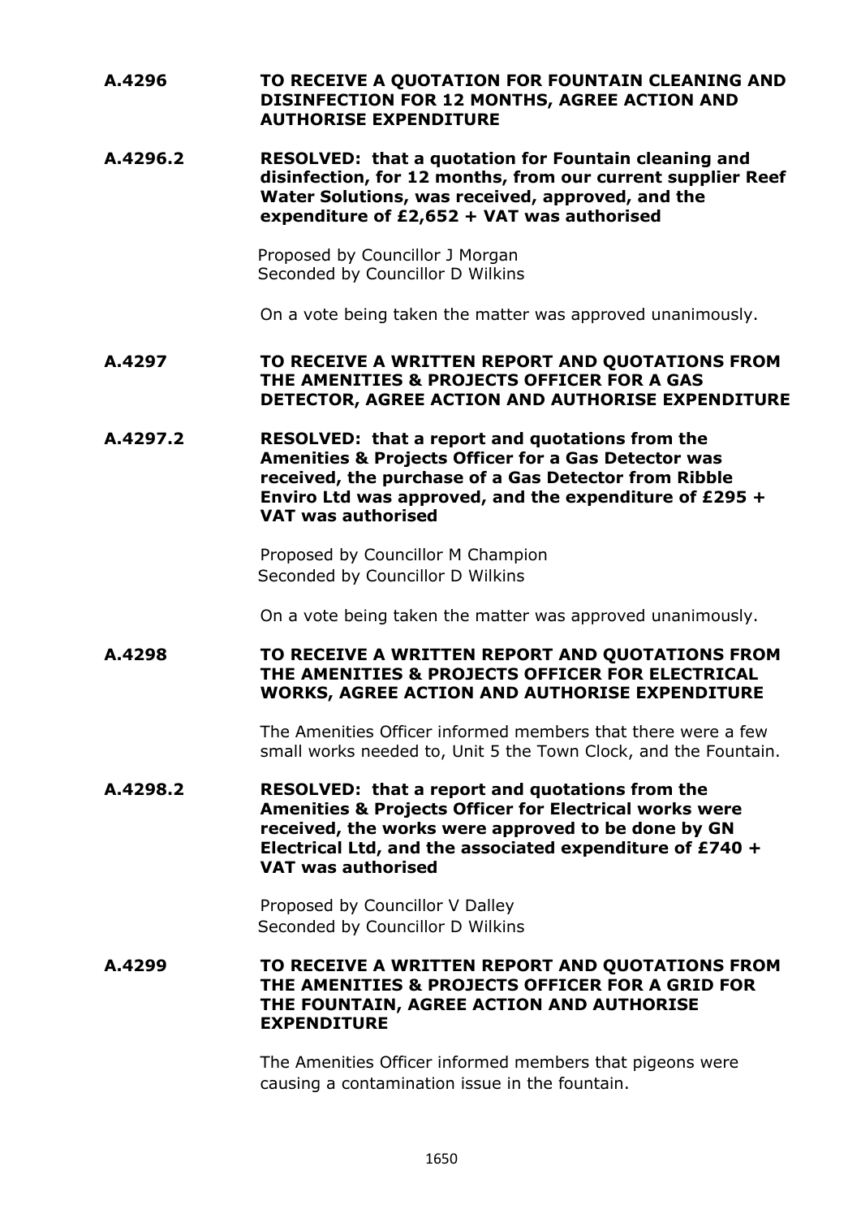**A.4296 TO RECEIVE A QUOTATION FOR FOUNTAIN CLEANING AND DISINFECTION FOR 12 MONTHS, AGREE ACTION AND AUTHORISE EXPENDITURE**

**A.4296.2 RESOLVED: that a quotation for Fountain cleaning and disinfection, for 12 months, from our current supplier Reef Water Solutions, was received, approved, and the expenditure of £2,652 + VAT was authorised**

Proposed by Councillor J Morgan
Seconded by Councillor D Wilkins

On a vote being taken the matter was approved unanimously.

**A.4297 TO RECEIVE A WRITTEN REPORT AND QUOTATIONS FROM THE AMENITIES & PROJECTS OFFICER FOR A GAS DETECTOR, AGREE ACTION AND AUTHORISE EXPENDITURE**

**A.4297.2 RESOLVED: that a report and quotations from the Amenities & Projects Officer for a Gas Detector was received, the purchase of a Gas Detector from Ribble Enviro Ltd was approved, and the expenditure of £295 + VAT was authorised**

Proposed by Councillor M Champion
Seconded by Councillor D Wilkins

On a vote being taken the matter was approved unanimously.

**A.4298 TO RECEIVE A WRITTEN REPORT AND QUOTATIONS FROM THE AMENITIES & PROJECTS OFFICER FOR ELECTRICAL WORKS, AGREE ACTION AND AUTHORISE EXPENDITURE**

The Amenities Officer informed members that there were a few small works needed to, Unit 5 the Town Clock, and the Fountain.

**A.4298.2 RESOLVED: that a report and quotations from the Amenities & Projects Officer for Electrical works were received, the works were approved to be done by GN Electrical Ltd, and the associated expenditure of £740 + VAT was authorised**

Proposed by Councillor V Dalley
Seconded by Councillor D Wilkins

**A.4299 TO RECEIVE A WRITTEN REPORT AND QUOTATIONS FROM THE AMENITIES & PROJECTS OFFICER FOR A GRID FOR THE FOUNTAIN, AGREE ACTION AND AUTHORISE EXPENDITURE**

The Amenities Officer informed members that pigeons were causing a contamination issue in the fountain.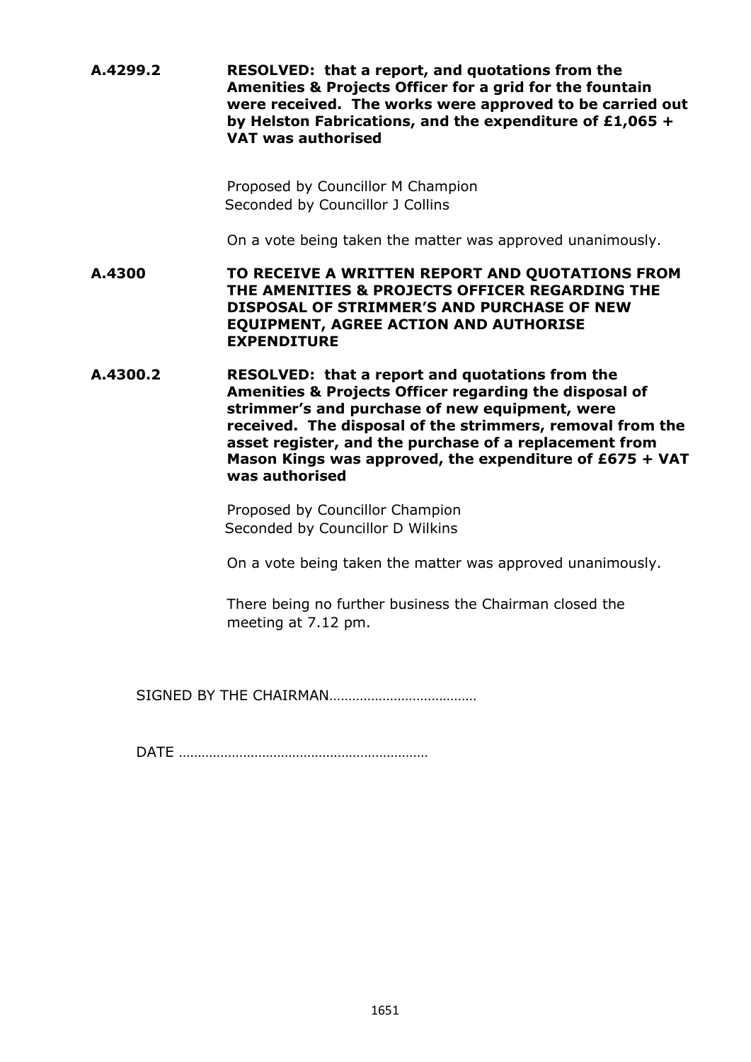**A.4299.2** **RESOLVED: that a report, and quotations from the Amenities & Projects Officer for a grid for the fountain were received. The works were approved to be carried out by Helston Fabrications, and the expenditure of £1,065 + VAT was authorised**

Proposed by Councillor M Champion
Seconded by Councillor J Collins

On a vote being taken the matter was approved unanimously.

**A.4300** **TO RECEIVE A WRITTEN REPORT AND QUOTATIONS FROM THE AMENITIES & PROJECTS OFFICER REGARDING THE DISPOSAL OF STRIMMER'S AND PURCHASE OF NEW EQUIPMENT, AGREE ACTION AND AUTHORISE EXPENDITURE**

**A.4300.2** **RESOLVED: that a report and quotations from the Amenities & Projects Officer regarding the disposal of strimmer's and purchase of new equipment, were received. The disposal of the strimmers, removal from the asset register, and the purchase of a replacement from Mason Kings was approved, the expenditure of £675 + VAT was authorised**

Proposed by Councillor Champion
Seconded by Councillor D Wilkins

On a vote being taken the matter was approved unanimously.

There being no further business the Chairman closed the meeting at 7.12 pm.

SIGNED BY THE CHAIRMAN……………………………….

DATE ……………………………………………………….